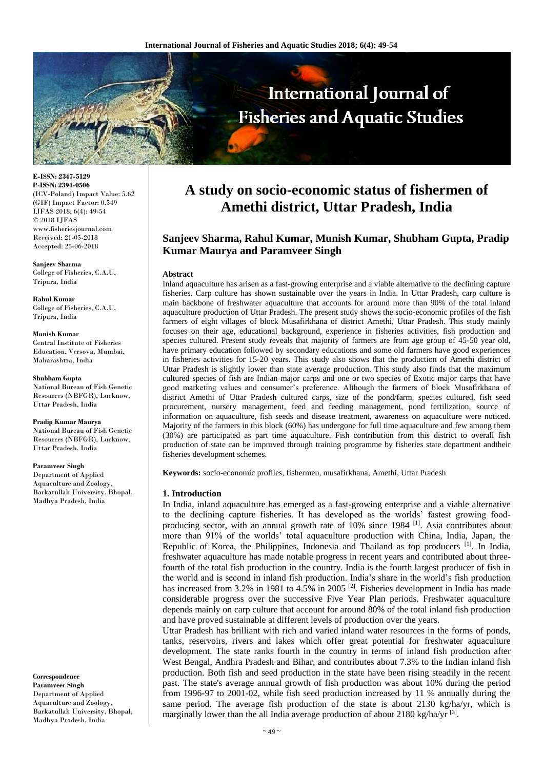**E-ISSN: 2347-5129**
**P-ISSN: 2394-0506**
(ICV-Poland) Impact Value: 5.62
(GIF) Impact Factor: 0.549
IJFAS 2018; 6(4): 49-54
© 2018 IJFAS
www.fisheriesjournal.com
Received: 21-05-2018
Accepted: 25-06-2018

**Sanjeev Sharma**
College of Fisheries, C.A.U, Tripura, India

**Rahul Kumar**
College of Fisheries, C.A.U, Tripura, India

**Munish Kumar**
Central Institute of Fisheries Education, Versova, Mumbai, Maharashtra, India

**Shubham Gupta**
National Bureau of Fish Genetic Resources (NBFGR), Lucknow, Uttar Pradesh, India

**Pradip Kumar Maurya**
National Bureau of Fish Genetic Resources (NBFGR), Lucknow, Uttar Pradesh, India

**Paramveer Singh**
Department of Applied Aquaculture and Zoology, Barkatullah University, Bhopal, Madhya Pradesh, India

**Correspondence**
**Paramveer Singh**
Department of Applied Aquaculture and Zoology, Barkatullah University, Bhopal, Madhya Pradesh, India

# A study on socio-economic status of fishermen of Amethi district, Uttar Pradesh, India

## Sanjeev Sharma, Rahul Kumar, Munish Kumar, Shubham Gupta, Pradip Kumar Maurya and Paramveer Singh

### Abstract

Inland aquaculture has arisen as a fast-growing enterprise and a viable alternative to the declining capture fisheries. Carp culture has shown sustainable over the years in India. In Uttar Pradesh, carp culture is main backbone of freshwater aquaculture that accounts for around more than 90% of the total inland aquaculture production of Uttar Pradesh. The present study shows the socio-economic profiles of the fish farmers of eight villages of block Musafirkhana of district Amethi, Uttar Pradesh. This study mainly focuses on their age, educational background, experience in fisheries activities, fish production and species cultured. Present study reveals that majority of farmers are from age group of 45-50 year old, have primary education followed by secondary educations and some old farmers have good experiences in fisheries activities for 15-20 years. This study also shows that the production of Amethi district of Uttar Pradesh is slightly lower than state average production. This study also finds that the maximum cultured species of fish are Indian major carps and one or two species of Exotic major carps that have good marketing values and consumer's preference. Although the farmers of block Musafirkhana of district Amethi of Uttar Pradesh cultured carps, size of the pond/farm, species cultured, fish seed procurement, nursery management, feed and feeding management, pond fertilization, source of information on aquaculture, fish seeds and disease treatment, awareness on aquaculture were noticed. Majority of the farmers in this block (60%) has undergone for full time aquaculture and few among them (30%) are participated as part time aquaculture. Fish contribution from this district to overall fish production of state can be improved through training programme by fisheries state department andtheir fisheries development schemes.

**Keywords:** socio-economic profiles, fishermen, musafirkhana, Amethi, Uttar Pradesh

### 1. Introduction

In India, inland aquaculture has emerged as a fast-growing enterprise and a viable alternative to the declining capture fisheries. It has developed as the worlds' fastest growing food-producing sector, with an annual growth rate of 10% since 1984 [1]. Asia contributes about more than 91% of the worlds' total aquaculture production with China, India, Japan, the Republic of Korea, the Philippines, Indonesia and Thailand as top producers [1]. In India, freshwater aquaculture has made notable progress in recent years and contributed about three-fourth of the total fish production in the country. India is the fourth largest producer of fish in the world and is second in inland fish production. India's share in the world's fish production has increased from 3.2% in 1981 to 4.5% in 2005 [2]. Fisheries development in India has made considerable progress over the successive Five Year Plan periods. Freshwater aquaculture depends mainly on carp culture that account for around 80% of the total inland fish production and have proved sustainable at different levels of production over the years.

Uttar Pradesh has brilliant with rich and varied inland water resources in the forms of ponds, tanks, reservoirs, rivers and lakes which offer great potential for freshwater aquaculture development. The state ranks fourth in the country in terms of inland fish production after West Bengal, Andhra Pradesh and Bihar, and contributes about 7.3% to the Indian inland fish production. Both fish and seed production in the state have been rising steadily in the recent past. The state's average annual growth of fish production was about 10% during the period from 1996-97 to 2001-02, while fish seed production increased by 11 % annually during the same period. The average fish production of the state is about 2130 kg/ha/yr, which is marginally lower than the all India average production of about 2180 kg/ha/yr [3].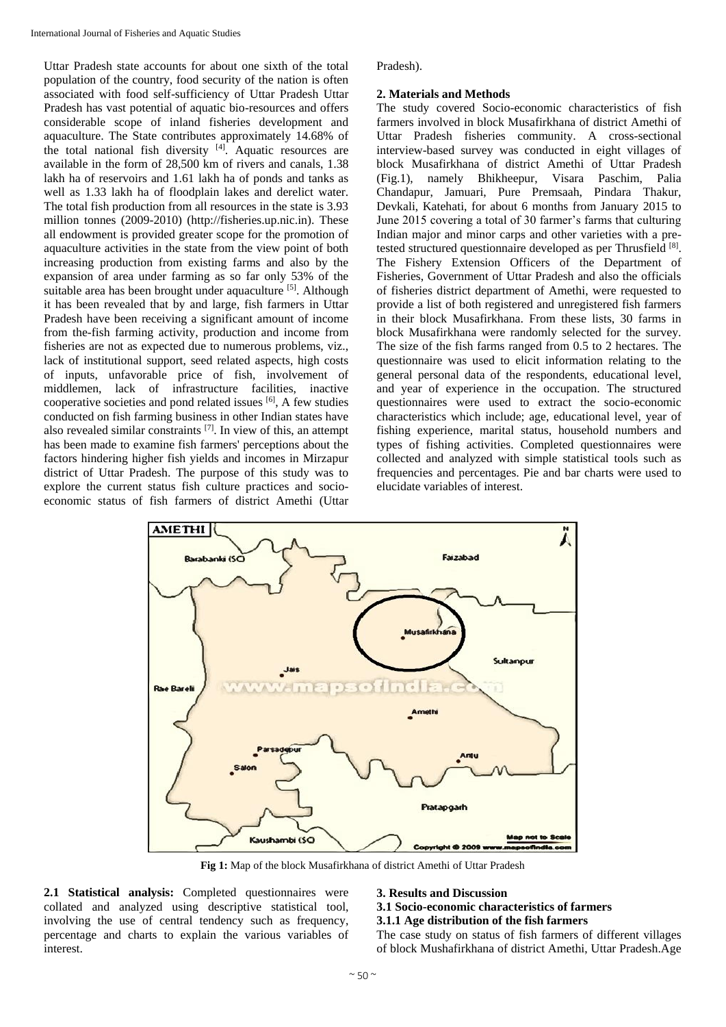Uttar Pradesh state accounts for about one sixth of the total population of the country, food security of the nation is often associated with food self-sufficiency of Uttar Pradesh Uttar Pradesh has vast potential of aquatic bio-resources and offers considerable scope of inland fisheries development and aquaculture. The State contributes approximately 14.68% of the total national fish diversity [4]. Aquatic resources are available in the form of 28,500 km of rivers and canals, 1.38 lakh ha of reservoirs and 1.61 lakh ha of ponds and tanks as well as 1.33 lakh ha of floodplain lakes and derelict water. The total fish production from all resources in the state is 3.93 million tonnes (2009-2010) (http://fisheries.up.nic.in). These all endowment is provided greater scope for the promotion of aquaculture activities in the state from the view point of both increasing production from existing farms and also by the expansion of area under farming as so far only 53% of the suitable area has been brought under aquaculture [5]. Although it has been revealed that by and large, fish farmers in Uttar Pradesh have been receiving a significant amount of income from the-fish farming activity, production and income from fisheries are not as expected due to numerous problems, viz., lack of institutional support, seed related aspects, high costs of inputs, unfavorable price of fish, involvement of middlemen, lack of infrastructure facilities, inactive cooperative societies and pond related issues [6], A few studies conducted on fish farming business in other Indian states have also revealed similar constraints [7]. In view of this, an attempt has been made to examine fish farmers' perceptions about the factors hindering higher fish yields and incomes in Mirzapur district of Uttar Pradesh. The purpose of this study was to explore the current status fish culture practices and socio-economic status of fish farmers of district Amethi (Uttar Pradesh).

## 2. Materials and Methods

The study covered Socio-economic characteristics of fish farmers involved in block Musafirkhana of district Amethi of Uttar Pradesh fisheries community. A cross-sectional interview-based survey was conducted in eight villages of block Musafirkhana of district Amethi of Uttar Pradesh (Fig.1), namely Bhikheepur, Visara Paschim, Palia Chandapur, Jamuari, Pure Premsaah, Pindara Thakur, Devkali, Katehati, for about 6 months from January 2015 to June 2015 covering a total of 30 farmer's farms that culturing Indian major and minor carps and other varieties with a pre-tested structured questionnaire developed as per Thrusfield [8]. The Fishery Extension Officers of the Department of Fisheries, Government of Uttar Pradesh and also the officials of fisheries district department of Amethi, were requested to provide a list of both registered and unregistered fish farmers in their block Musafirkhana. From these lists, 30 farms in block Musafirkhana were randomly selected for the survey. The size of the fish farms ranged from 0.5 to 2 hectares. The questionnaire was used to elicit information relating to the general personal data of the respondents, educational level, and year of experience in the occupation. The structured questionnaires were used to extract the socio-economic characteristics which include; age, educational level, year of fishing experience, marital status, household numbers and types of fishing activities. Completed questionnaires were collected and analyzed with simple statistical tools such as frequencies and percentages. Pie and bar charts were used to elucidate variables of interest.

AMETHI
Barabanki (SC)
Faizabad
Musafirkhana
Sultanpur
Jais
Rae Bareli
www.mapsofindia.com
Amethi
Parsadepur
Amu
Salon
Pratapgarh
Kaushambi (SC)
Map not to Scale
Copyright © 2009 www.mapsofindia.com

**Fig 1:** Map of the block Musafirkhana of district Amethi of Uttar Pradesh

**2.1 Statistical analysis:** Completed questionnaires were collated and analyzed using descriptive statistical tool, involving the use of central tendency such as frequency, percentage and charts to explain the various variables of interest.

## 3. Results and Discussion

### 3.1 Socio-economic characteristics of farmers

#### 3.1.1 Age distribution of the fish farmers

The case study on status of fish farmers of different villages of block Mushafirkhana of district Amethi, Uttar Pradesh.Age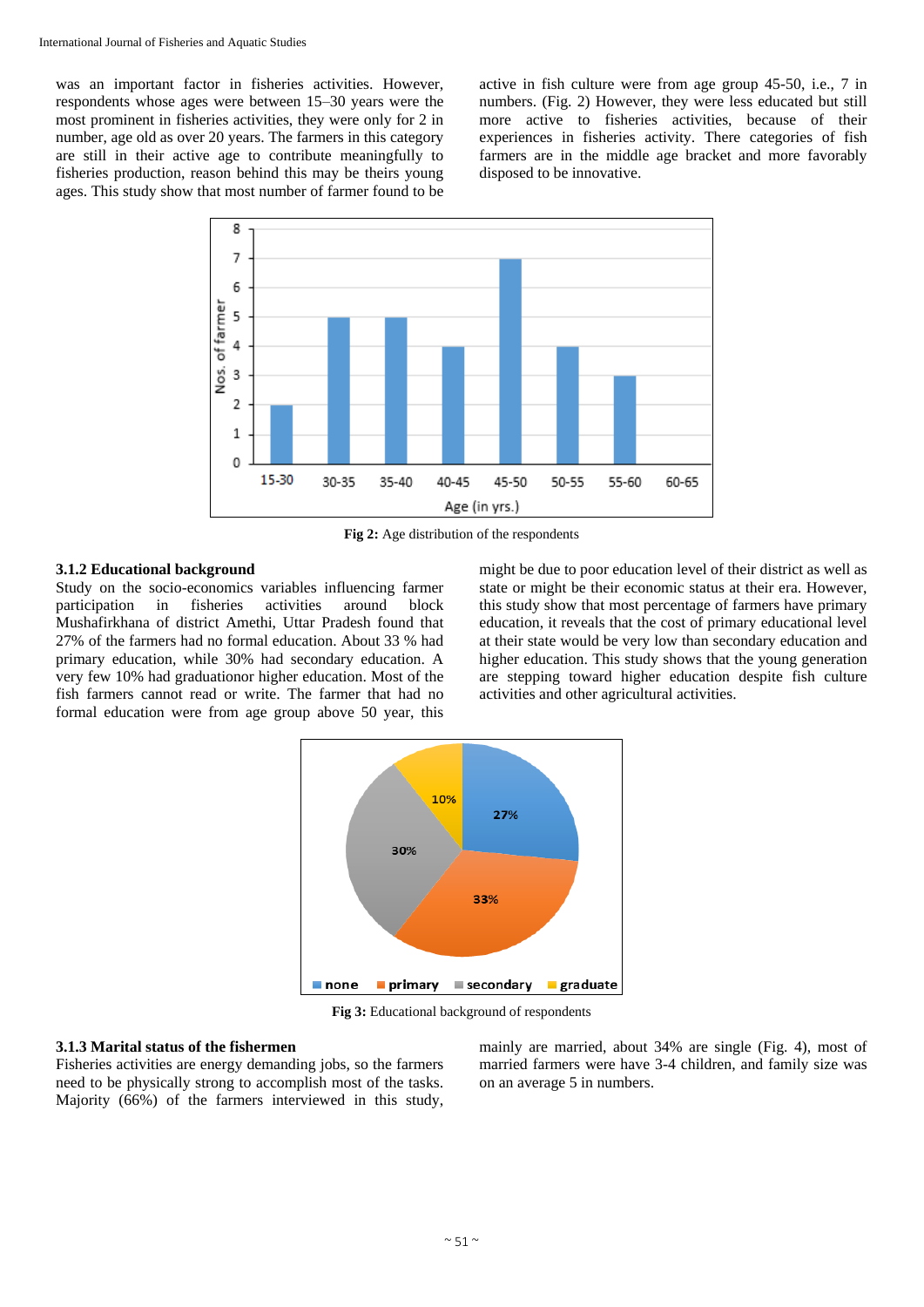was an important factor in fisheries activities. However, respondents whose ages were between 15–30 years were the most prominent in fisheries activities, they were only for 2 in number, age old as over 20 years. The farmers in this category are still in their active age to contribute meaningfully to fisheries production, reason behind this may be theirs young ages. This study show that most number of farmer found to be active in fish culture were from age group 45-50, i.e., 7 in numbers. (Fig. 2) However, they were less educated but still more active to fisheries activities, because of their experiences in fisheries activity. There categories of fish farmers are in the middle age bracket and more favorably disposed to be innovative.

Nos. of farmer

0
1
2
3
4
5
6
7
8

15-30
30-35
35-40
40-45
45-50
50-55
55-60
60-65

Age (in yrs.)

**Fig 2:** Age distribution of the respondents

### 3.1.2 Educational background

Study on the socio-economics variables influencing farmer participation in fisheries activities around block Mushafirkhana of district Amethi, Uttar Pradesh found that 27% of the farmers had no formal education. About 33 % had primary education, while 30% had secondary education. A very few 10% had graduationor higher education. Most of the fish farmers cannot read or write. The farmer that had no formal education were from age group above 50 year, this might be due to poor education level of their district as well as state or might be their economic status at their era. However, this study show that most percentage of farmers have primary education, it reveals that the cost of primary educational level at their state would be very low than secondary education and higher education. This study shows that the young generation are stepping toward higher education despite fish culture activities and other agricultural activities.

10%
27%
30%
33%

none
primary
secondary
graduate

**Fig 3:** Educational background of respondents

### 3.1.3 Marital status of the fishermen

Fisheries activities are energy demanding jobs, so the farmers need to be physically strong to accomplish most of the tasks. Majority (66%) of the farmers interviewed in this study, mainly are married, about 34% are single (Fig. 4), most of married farmers were have 3-4 children, and family size was on an average 5 in numbers.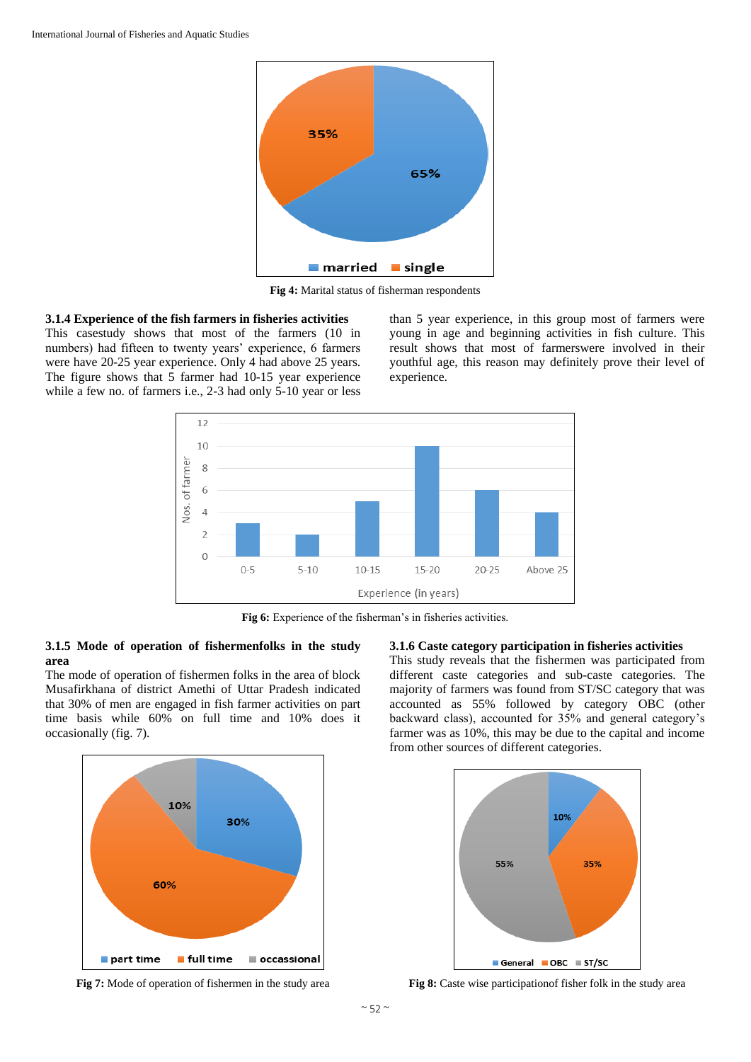35%

65%

married single

**Fig 4:** Marital status of fisherman respondents

### 3.1.4 Experience of the fish farmers in fisheries activities

This casestudy shows that most of the farmers (10 in numbers) had fifteen to twenty years' experience, 6 farmers were have 20-25 year experience. Only 4 had above 25 years. The figure shows that 5 farmer had 10-15 year experience while a few no. of farmers i.e., 2-3 had only 5-10 year or less than 5 year experience, in this group most of farmers were young in age and beginning activities in fish culture. This result shows that most of farmerswere involved in their youthful age, this reason may definitely prove their level of experience.

12
10
8
6
4
2
0

Nos. of farmer

0-5 5-10 10-15 15-20 20-25 Above 25

Experience (in years)

**Fig 6:** Experience of the fisherman's in fisheries activities.

### 3.1.5 Mode of operation of fishermenfolks in the study area

The mode of operation of fishermen folks in the area of block Musafirkhana of district Amethi of Uttar Pradesh indicated that 30% of men are engaged in fish farmer activities on part time basis while 60% on full time and 10% does it occasionally (fig. 7).

10%

30%

60%

part time full time occassional

**Fig 7:** Mode of operation of fishermen in the study area

### 3.1.6 Caste category participation in fisheries activities

This study reveals that the fishermen was participated from different caste categories and sub-caste categories. The majority of farmers was found from ST/SC category that was accounted as 55% followed by category OBC (other backward class), accounted for 35% and general category's farmer was as 10%, this may be due to the capital and income from other sources of different categories.

10%

55%

35%

General OBC ST/SC

**Fig 8:** Caste wise participationof fisher folk in the study area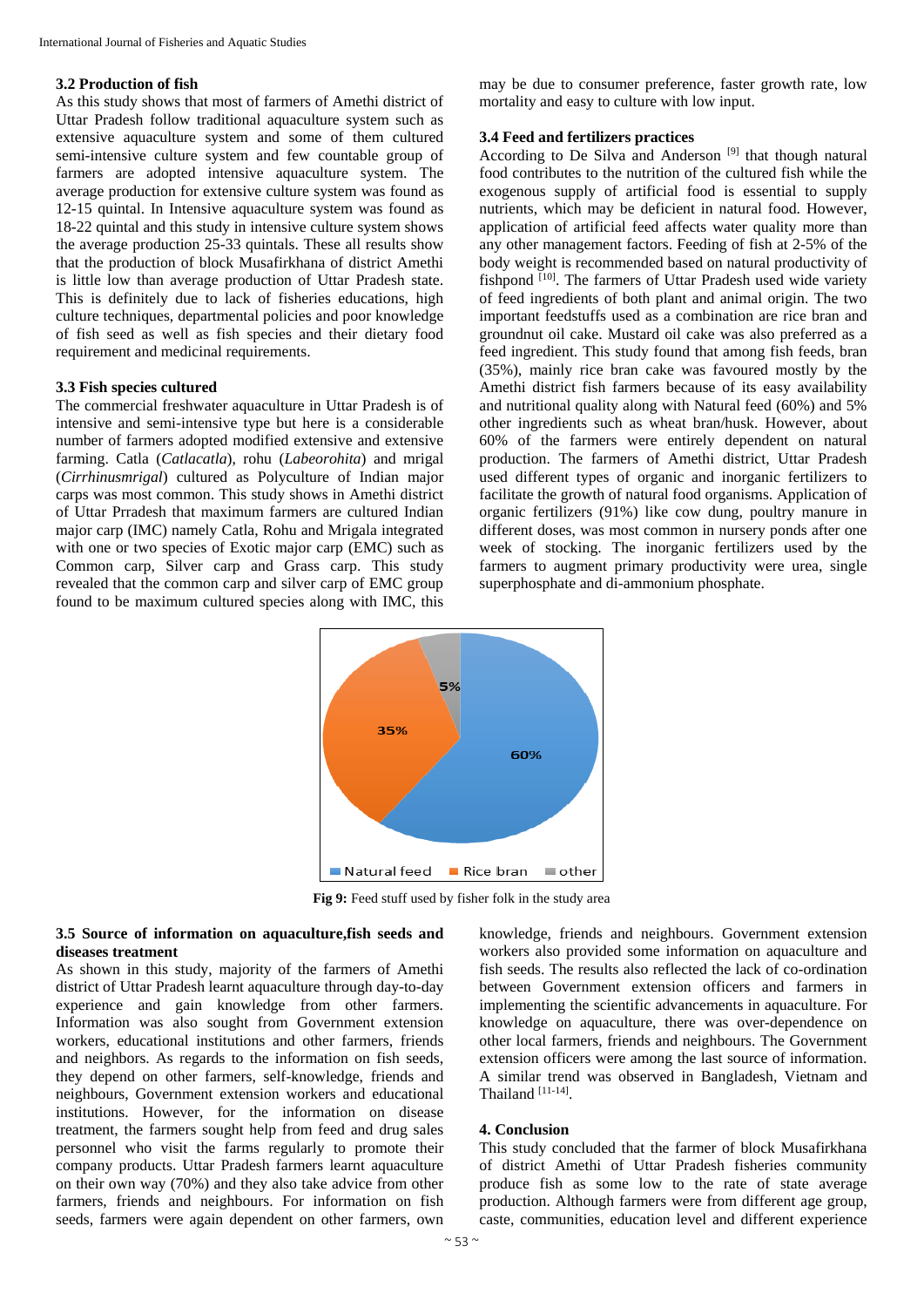### 3.2 Production of fish

As this study shows that most of farmers of Amethi district of Uttar Pradesh follow traditional aquaculture system such as extensive aquaculture system and some of them cultured semi-intensive culture system and few countable group of farmers are adopted intensive aquaculture system. The average production for extensive culture system was found as 12-15 quintal. In Intensive aquaculture system was found as 18-22 quintal and this study in intensive culture system shows the average production 25-33 quintals. These all results show that the production of block Musafirkhana of district Amethi is little low than average production of Uttar Pradesh state. This is definitely due to lack of fisheries educations, high culture techniques, departmental policies and poor knowledge of fish seed as well as fish species and their dietary food requirement and medicinal requirements.

### 3.3 Fish species cultured

The commercial freshwater aquaculture in Uttar Pradesh is of intensive and semi-intensive type but here is a considerable number of farmers adopted modified extensive and extensive farming. Catla (*Catlacatla*), rohu (*Labeorohita*) and mrigal (*Cirrhinusmrigal*) cultured as Polyculture of Indian major carps was most common. This study shows in Amethi district of Uttar Prradesh that maximum farmers are cultured Indian major carp (IMC) namely Catla, Rohu and Mrigala integrated with one or two species of Exotic major carp (EMC) such as Common carp, Silver carp and Grass carp. This study revealed that the common carp and silver carp of EMC group found to be maximum cultured species along with IMC, this may be due to consumer preference, faster growth rate, low mortality and easy to culture with low input.

### 3.4 Feed and fertilizers practices

According to De Silva and Anderson [9] that though natural food contributes to the nutrition of the cultured fish while the exogenous supply of artificial food is essential to supply nutrients, which may be deficient in natural food. However, application of artificial feed affects water quality more than any other management factors. Feeding of fish at 2-5% of the body weight is recommended based on natural productivity of fishpond [10]. The farmers of Uttar Pradesh used wide variety of feed ingredients of both plant and animal origin. The two important feedstuffs used as a combination are rice bran and groundnut oil cake. Mustard oil cake was also preferred as a feed ingredient. This study found that among fish feeds, bran (35%), mainly rice bran cake was favoured mostly by the Amethi district fish farmers because of its easy availability and nutritional quality along with Natural feed (60%) and 5% other ingredients such as wheat bran/husk. However, about 60% of the farmers were entirely dependent on natural production. The farmers of Amethi district, Uttar Pradesh used different types of organic and inorganic fertilizers to facilitate the growth of natural food organisms. Application of organic fertilizers (91%) like cow dung, poultry manure in different doses, was most common in nursery ponds after one week of stocking. The inorganic fertilizers used by the farmers to augment primary productivity were urea, single superphosphate and di-ammonium phosphate.

5%
35%
60%
Natural feed
Rice bran
other

**Fig 9:** Feed stuff used by fisher folk in the study area

### 3.5 Source of information on aquaculture,fish seeds and diseases treatment

As shown in this study, majority of the farmers of Amethi district of Uttar Pradesh learnt aquaculture through day-to-day experience and gain knowledge from other farmers. Information was also sought from Government extension workers, educational institutions and other farmers, friends and neighbors. As regards to the information on fish seeds, they depend on other farmers, self-knowledge, friends and neighbours, Government extension workers and educational institutions. However, for the information on disease treatment, the farmers sought help from feed and drug sales personnel who visit the farms regularly to promote their company products. Uttar Pradesh farmers learnt aquaculture on their own way (70%) and they also take advice from other farmers, friends and neighbours. For information on fish seeds, farmers were again dependent on other farmers, own knowledge, friends and neighbours. Government extension workers also provided some information on aquaculture and fish seeds. The results also reflected the lack of co-ordination between Government extension officers and farmers in implementing the scientific advancements in aquaculture. For knowledge on aquaculture, there was over-dependence on other local farmers, friends and neighbours. The Government extension officers were among the last source of information. A similar trend was observed in Bangladesh, Vietnam and Thailand [11-14].

## 4. Conclusion

This study concluded that the farmer of block Musafirkhana of district Amethi of Uttar Pradesh fisheries community produce fish as some low to the rate of state average production. Although farmers were from different age group, caste, communities, education level and different experience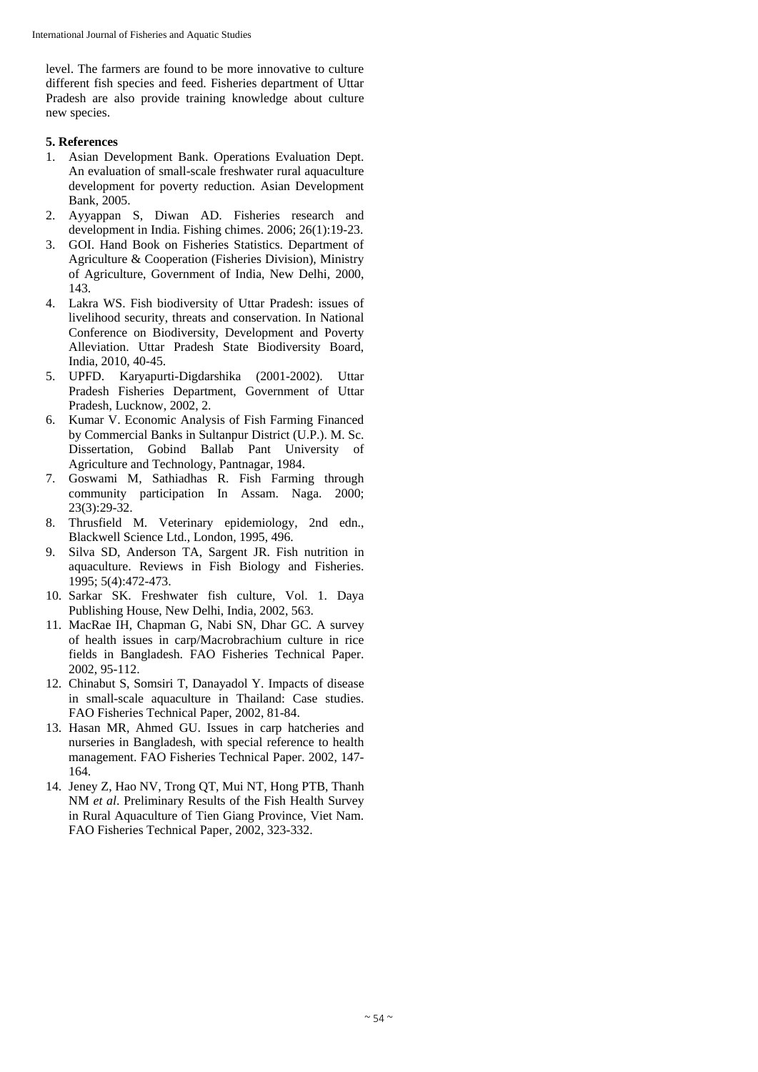level. The farmers are found to be more innovative to culture different fish species and feed. Fisheries department of Uttar Pradesh are also provide training knowledge about culture new species.

## 5. References

1. Asian Development Bank. Operations Evaluation Dept. An evaluation of small-scale freshwater rural aquaculture development for poverty reduction. Asian Development Bank, 2005.
2. Ayyappan S, Diwan AD. Fisheries research and development in India. Fishing chimes. 2006; 26(1):19-23.
3. GOI. Hand Book on Fisheries Statistics. Department of Agriculture & Cooperation (Fisheries Division), Ministry of Agriculture, Government of India, New Delhi, 2000, 143.
4. Lakra WS. Fish biodiversity of Uttar Pradesh: issues of livelihood security, threats and conservation. In National Conference on Biodiversity, Development and Poverty Alleviation. Uttar Pradesh State Biodiversity Board, India, 2010, 40-45.
5. UPFD. Karyapurti-Digdarshika (2001-2002). Uttar Pradesh Fisheries Department, Government of Uttar Pradesh, Lucknow, 2002, 2.
6. Kumar V. Economic Analysis of Fish Farming Financed by Commercial Banks in Sultanpur District (U.P.). M. Sc. Dissertation, Gobind Ballab Pant University of Agriculture and Technology, Pantnagar, 1984.
7. Goswami M, Sathiadhas R. Fish Farming through community participation In Assam. Naga. 2000; 23(3):29-32.
8. Thrusfield M. Veterinary epidemiology, 2nd edn., Blackwell Science Ltd., London, 1995, 496.
9. Silva SD, Anderson TA, Sargent JR. Fish nutrition in aquaculture. Reviews in Fish Biology and Fisheries. 1995; 5(4):472-473.
10. Sarkar SK. Freshwater fish culture, Vol. 1. Daya Publishing House, New Delhi, India, 2002, 563.
11. MacRae IH, Chapman G, Nabi SN, Dhar GC. A survey of health issues in carp/Macrobrachium culture in rice fields in Bangladesh. FAO Fisheries Technical Paper. 2002, 95-112.
12. Chinabut S, Somsiri T, Danayadol Y. Impacts of disease in small-scale aquaculture in Thailand: Case studies. FAO Fisheries Technical Paper, 2002, 81-84.
13. Hasan MR, Ahmed GU. Issues in carp hatcheries and nurseries in Bangladesh, with special reference to health management. FAO Fisheries Technical Paper. 2002, 147-164.
14. Jeney Z, Hao NV, Trong QT, Mui NT, Hong PTB, Thanh NM *et al*. Preliminary Results of the Fish Health Survey in Rural Aquaculture of Tien Giang Province, Viet Nam. FAO Fisheries Technical Paper, 2002, 323-332.